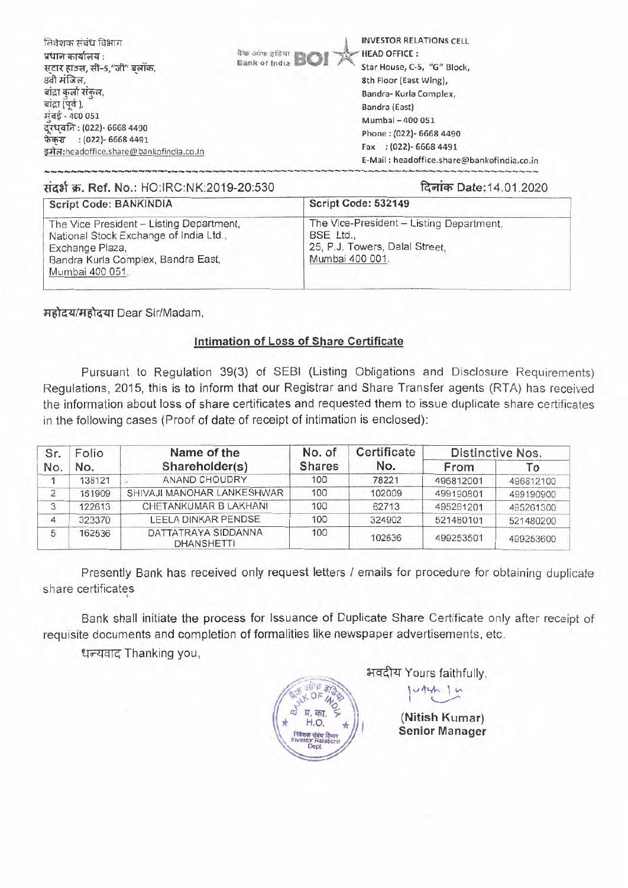निवेशक संबंध विभाग
प्रधान कार्यालय :
स्टार हाउस, सी-5,"जी" ब्लॉक,
8वी मंजिल,
बांद्रा कुर्ला संकुल,
बांद्रा (पूर्व),
मुंबई - 400 051
दूरध्वनि : (022)- 6668 4490
फेक्स : (022)- 6668 4491
इमेल:headoffice.share@bankofindia.co.in

बैंक ऑफ इंडिया Bank of India BOI

INVESTOR RELATIONS CELL
HEAD OFFICE :
Star House, C-5, "G" Block,
8th Floor (East Wing),
Bandra- Kurla Complex,
Bandra (East)
Mumbai – 400 051
Phone : (022)- 6668 4490
Fax : (022)- 6668 4491
E-Mail : headoffice.share@bankofindia.co.in

**संदर्भ क्र. Ref. No.**: HO:IRC:NK:2019-20:530

**दिनांक Date**:14.01.2020

| Script Code: BANKINDIA | Script Code: 532149 |
|---|---|
| The Vice President – Listing Department, National Stock Exchange of India Ltd., Exchange Plaza, Bandra Kurla Complex, Bandra East, Mumbai 400 051. | The Vice-President – Listing Department, BSE Ltd., 25, P.J. Towers, Dalal Street, Mumbai 400 001. |

**महोदय/महोदया** Dear Sir/Madam,

**Intimation of Loss of Share Certificate**

Pursuant to Regulation 39(3) of SEBI (Listing Obligations and Disclosure Requirements) Regulations, 2015, this is to inform that our Registrar and Share Transfer agents (RTA) has received the information about loss of share certificates and requested them to issue duplicate share certificates in the following cases (Proof of date of receipt of intimation is enclosed):

| Sr. No. | Folio No. | Name of the Shareholder(s) | No. of Shares | Certificate No. | Distinctive Nos. | |
|---|---|---|---|---|---|---|
| | | | | | From | To |
| 1 | 138121 | ANAND CHOUDRY | 100 | 78221 | 496812001 | 496812100 |
| 2 | 161909 | SHIVAJI MANOHAR LANKESHWAR | 100 | 102009 | 499190801 | 499190900 |
| 3 | 122613 | CHETANKUMAR B LAKHANI | 100 | 62713 | 495261201 | 495261300 |
| 4 | 323370 | LEELA DINKAR PENDSE | 100 | 324902 | 521480101 | 521480200 |
| 5 | 162536 | DATTATRAYA SIDDANNA DHANSHETTI | 100 | 102636 | 499253501 | 499253600 |

Presently Bank has received only request letters / emails for procedure for obtaining duplicate share certificates

Bank shall initiate the process for Issuance of Duplicate Share Certificate only after receipt of requisite documents and completion of formalities like newspaper advertisements, etc.

धन्यवाद Thanking you,

भवदीय Yours faithfully,

**(Nitish Kumar)**
**Senior Manager**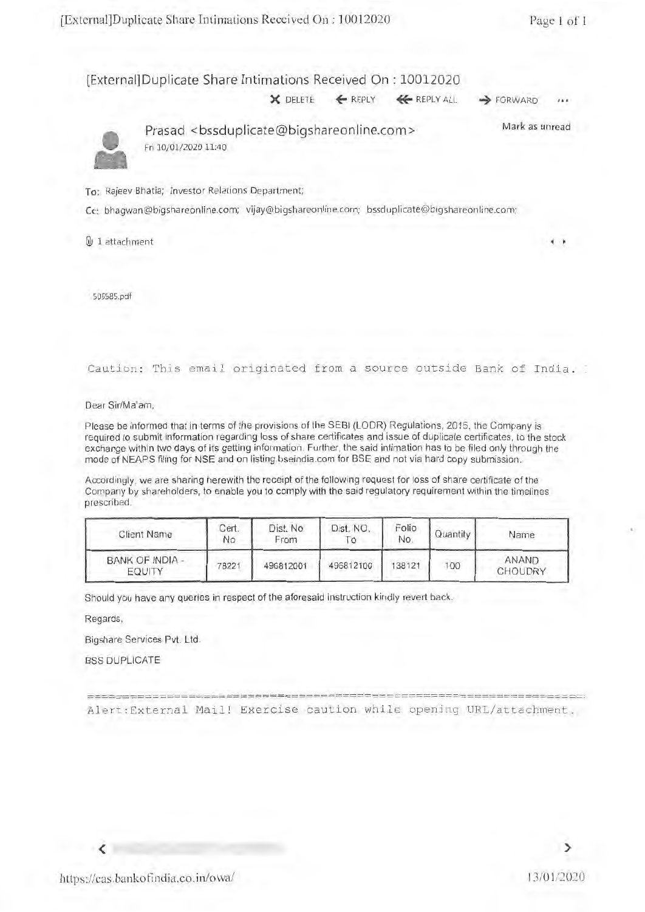# [External]Duplicate Share Intimations Received On : 10012020

DELETE   REPLY   REPLY ALL   FORWARD   ...

Prasad <bssduplicate@bigshareonline.com>

Fri 10/01/2020 11:40

Mark as unread

To: Rajeev Bhatia; Investor Relations Department;

Cc: bhagwan@bigshareonline.com; vijay@bigshareonline.com; bssduplicate@bigshareonline.com;

1 attachment

506585.pdf

```
Caution: This email originated from a source outside Bank of India.
```

Dear Sir/Ma'am,

Please be informed that in terms of the provisions of the SEBI (LODR) Regulations, 2015, the Company is required to submit information regarding loss of share certificates and issue of duplicate certificates, to the stock exchange within two days of its getting information. Further, the said intimation has to be filed only through the mode of NEAPS filing for NSE and on listing.bseindia.com for BSE and not via hard copy submission.

Accordingly, we are sharing herewith the receipt of the following request for loss of share certificate of the Company by shareholders, to enable you to comply with the said regulatory requirement within the timelines prescribed.

| Client Name | Cert. No | Dist. No From | Dist. NO. To | Folio No. | Quantity | Name |
|---|---|---|---|---|---|---|
| BANK OF INDIA - EQUITY | 78221 | 496812001 | 496812100 | 138121 | 100 | ANAND CHOUDRY |

Should you have any queries in respect of the aforesaid instruction kindly revert back.

Regards,

Bigshare Services Pvt. Ltd.

BSS DUPLICATE

```
===================================================================
Alert:External Mail! Exercise caution while opening URL/attachment.
```

https://cas.bankofindia.co.in/owa/

13/01/2020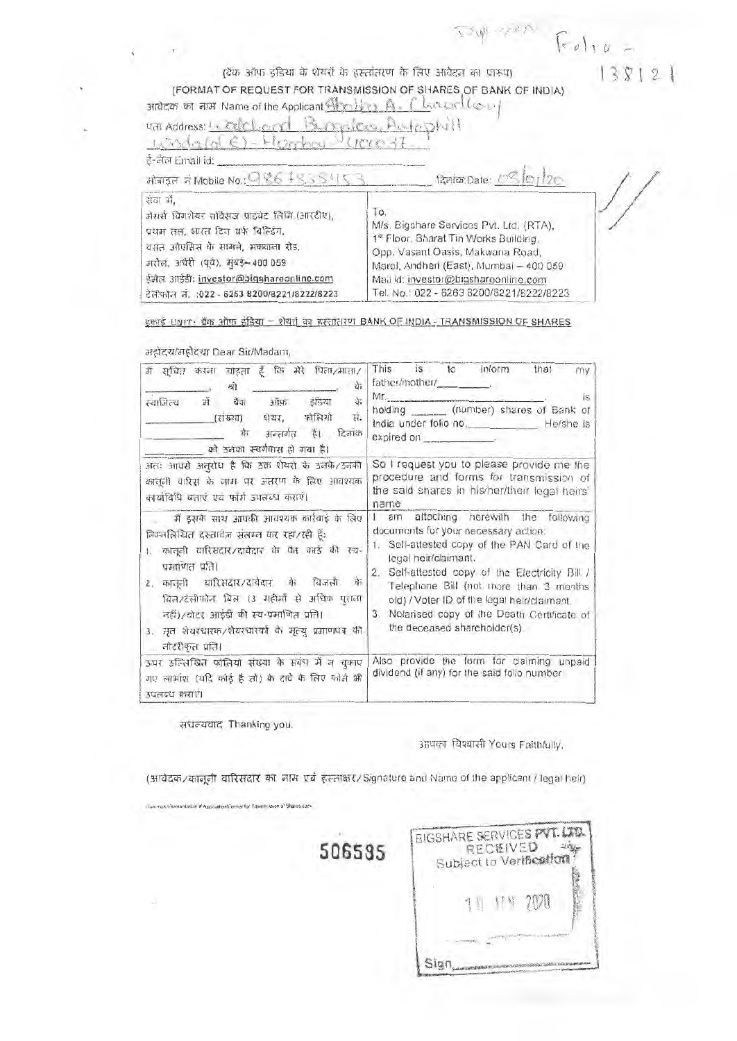Folio - 138121

(बैंक ऑफ इंडिया के शेयरों के हस्तांतरण के लिए आवेदन का प्रारूप)

(FORMAT OF REQUEST FOR TRANSMISSION OF SHARES OF BANK OF INDIA)

आवेदक का नाम Name of the Applicant: Abbas A. Chaudhary

पता Address: 4, Oakland Bungalows, Andheri Wadala (E) - Mumbai - 400037.

ई-मेल Email id: ____________________

मोबाइल नं Mobile No.: 9867835453 दिनांक Date: 08/01/20

| सेवा में, | To, |
|---|---|
| मेसर्स बिगशेयर सर्विसेज प्राइवेट लिमि.(आरटीए), प्रथम तल, भारत टिन वर्क्स बिल्डिंग, वसंत ओएसिस के सामने, मकवाना रोड, मरोल, अंधेरी (पूर्व), मुंबई – 400 059 ईमेल आईडी: investor@bigshareonline.com टेलीफोन नं. :022 - 6263 8200/8221/8222/8223 | M/s. Bigshare Services Pvt. Ltd. (RTA), 1st Floor, Bharat Tin Works Building, Opp. Vasant Oasis, Makwana Road, Marol, Andheri (East), Mumbai – 400 059 Mail id: investor@bigshareonline.com Tel. No.: 022 - 6263 8200/8221/8222/8223 |

इकाई UNIT: बैंक ऑफ इंडिया – शेयरों का हस्तांतरण BANK OF INDIA - TRANSMISSION OF SHARES

महोदय/महोदया Dear Sir/Madam,

| | |
|---|---|
| मैं सूचित करना चाहता हूँ कि मेरे पिता/माता/ ________, श्री ________ के स्वामित्व में बैंक ऑफ इंडिया के ________(संख्या) शेयर, फोलियो सं. ________ के अन्तर्गत हैं। दिनांक ________ को उनका स्वर्गवास हो गया है। | This is to inform that my father/mother/________, Mr.________ is holding ________ (number) shares of Bank of India under folio no.________ He/she is expired on ________. |
| अतः आपसे अनुरोध है कि उक्त शेयरों के उनके/उनकी कानूनी वारिस के नाम पर अंतरण के लिए आवश्यक कार्यविधि बताएं एवं फॉर्म उपलब्ध कराएं। | So I request you to please provide me the procedure and forms for transmission of the said shares in his/her/their legal heirs' name |
| मैं इसके साथ आपकी आवश्यक कार्रवाई के लिए निम्नलिखित दस्तावेज संलग्न कर रहा/रही हूँ: 1. कानूनी वारिसदार/दावेदार के पैन कार्ड की स्व-प्रमाणित प्रति। 2. कानूनी वारिसदार/दावेदार के बिजली के बिल/टेलीफोन बिल (3 महीनों से अधिक पुराना नहीं)/वोटर आईडी की स्व-प्रमाणित प्रति। 3. मृत शेयरधारक/शेयरधारकों के मृत्यु प्रमाणपत्र की नोटरीकृत प्रति। | I am attaching herewith the following documents for your necessary action: 1. Self-attested copy of the PAN Card of the legal heir/claimant. 2. Self-attested copy of the Electricity Bill / Telephone Bill (not more than 3 months old) / Voter ID of the legal heir/claimant. 3. Notarised copy of the Death Certificate of the deceased shareholder(s). |
| उपर उल्लिखित फोलियो संख्या के संबंध में न चुकाए गए लाभांश (यदि कोई है तो) के दावे के लिए फॉर्म भी उपलब्ध कराएं। | Also provide the form for claiming unpaid dividend (if any) for the said folio number. |

सधन्यवाद Thanking you.

आपका विश्वासी Yours Faithfully,

(आवेदक/कानूनी वारिसदार का नाम एवं हस्ताक्षर/ Signature and Name of the applicant / legal heir)

506585

BIGSHARE SERVICES PVT. LTD.
RECEIVED
Subject to Verification
10 JAN 2020
Sign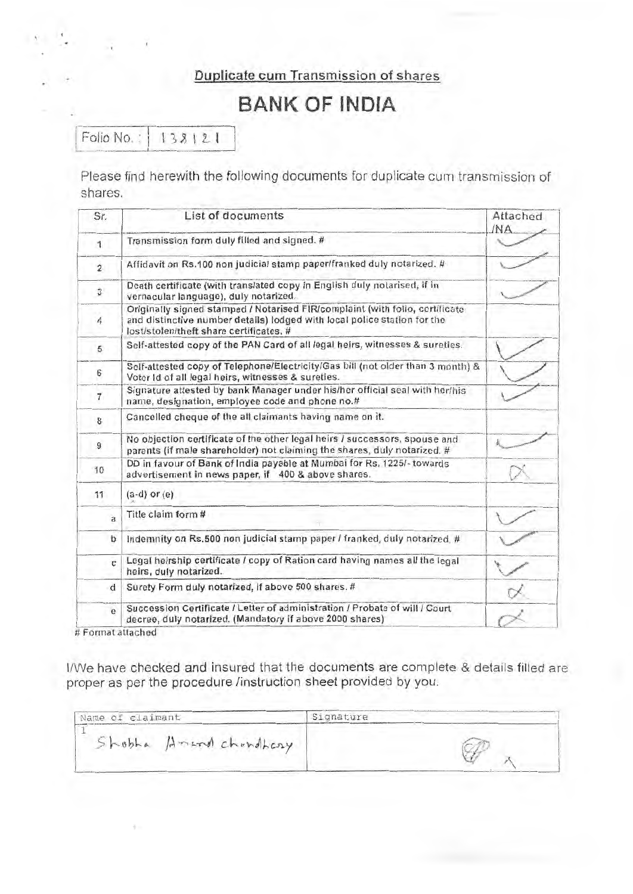Duplicate cum Transmission of shares

# BANK OF INDIA

Folio No. : 138121

Please find herewith the following documents for duplicate cum transmission of shares.

| Sr. | List of documents | Attached /NA |
|---|---|---|
| 1 | Transmission form duly filled and signed. # | ✓ |
| 2 | Affidavit on Rs.100 non judicial stamp paper/franked duly notarized. # | ✓ |
| 3 | Death certificate (with translated copy in English duly notarised, if in vernacular language), duly notarized. | ✓ |
| 4 | Originally signed stamped / Notarised FIR/complaint (with folio, certificate and distinctive number details) lodged with local police station for the lost/stolen/theft share certificates. # | |
| 5 | Self-attested copy of the PAN Card of all legal heirs, witnesses & sureties. | ✓ |
| 6 | Self-attested copy of Telephone/Electricity/Gas bill (not older than 3 month) & Voter Id of all legal heirs, witnesses & sureties. | ✓ |
| 7 | Signature attested by bank Manager under his/her official seal with her/his name, designation, employee code and phone no.# | ✓ |
| 8 | Cancelled cheque of the all claimants having name on it. | |
| 9 | No objection certificate of the other legal heirs / successors, spouse and parents (if male shareholder) not claiming the shares, duly notarized. # | ✓ |
| 10 | DD in favour of Bank of India payable at Mumbai for Rs. 1225/- towards advertisement in news paper, if 400 & above shares. | ✗ |
| 11 | (a-d) or (e) | |
| a | Title claim form # | ✓ |
| b | Indemnity on Rs.500 non judicial stamp paper / franked, duly notarized. # | ✓ |
| c | Legal heirship certificate / copy of Ration card having names all the legal heirs, duly notarized. | ✓ |
| d | Surety Form duly notarized, if above 500 shares. # | ✗ |
| e | Succession Certificate / Letter of administration / Probate of will / Court decree, duly notarized. (Mandatory if above 2000 shares) | ✗ |

# Format attached

I/We have checked and insured that the documents are complete & details filled are proper as per the procedure /instruction sheet provided by you.

| Name of claimant | Signature |
|---|---|
| 1 Shobha Anand chondhary | [signature] |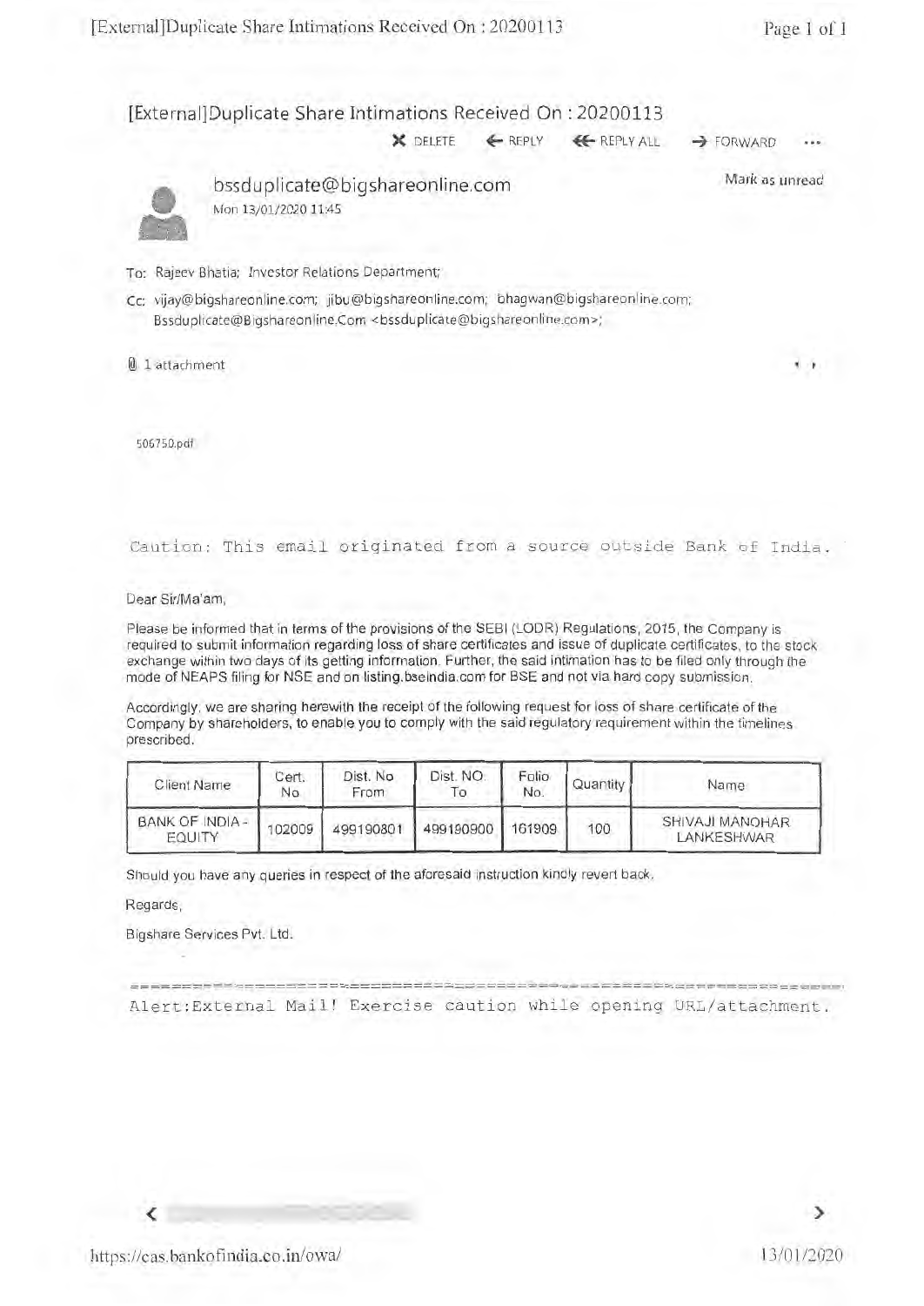# [External]Duplicate Share Intimations Received On : 20200113

✖ DELETE ← REPLY ⇐ REPLY ALL → FORWARD ...

**bssduplicate@bigshareonline.com**
Mon 13/01/2020 11:45

Mark as unread

To: Rajeev Bhatia; Investor Relations Department;

Cc: vijay@bigshareonline.com; jibu@bigshareonline.com; bhagwan@bigshareonline.com; Bssduplicate@Bigshareonline.Com <bssduplicate@bigshareonline.com>;

1 attachment

506750.pdf

Caution: This email originated from a source outside Bank of India.

Dear Sir/Ma'am,

Please be informed that in terms of the provisions of the SEBI (LODR) Regulations, 2015, the Company is required to submit information regarding loss of share certificates and issue of duplicate certificates, to the stock exchange within two days of its getting information. Further, the said intimation has to be filed only through the mode of NEAPS filing for NSE and on listing.bseindia.com for BSE and not via hard copy submission.

Accordingly, we are sharing herewith the receipt of the following request for loss of share certificate of the Company by shareholders, to enable you to comply with the said regulatory requirement within the timelines prescribed.

| Client Name | Cert. No | Dist. No From | Dist. NO. To | Folio No. | Quantity | Name |
|---|---|---|---|---|---|---|
| BANK OF INDIA - EQUITY | 102009 | 499190801 | 499190900 | 161909 | 100 | SHIVAJI MANOHAR LANKESHWAR |

Should you have any queries in respect of the aforesaid instruction kindly revert back.

Regards,

Bigshare Services Pvt. Ltd.

Alert:External Mail! Exercise caution while opening URL/attachment.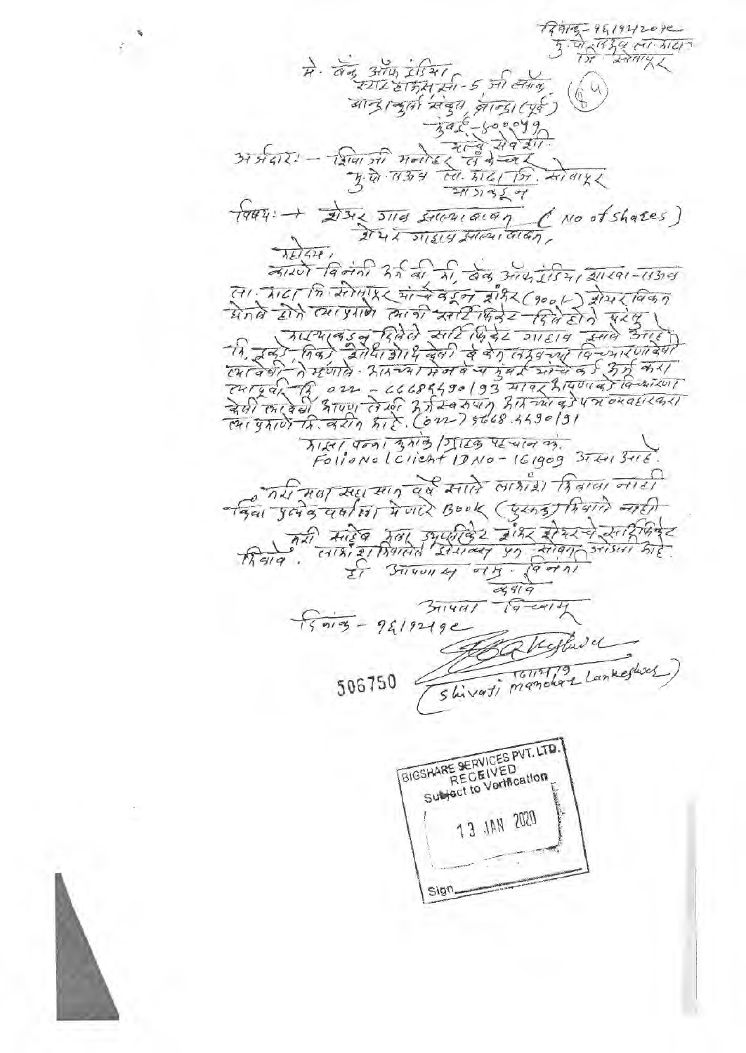दिनांक - १६।१२।२०१९
मु.पो.तडवळ ता.अक्कलकोट
जि. सोलापूर

(84)

मे. बँक ऑफ इंडिया
स्टार हाऊस सी-5 जी ब्लॉक,
बान्द्रा कुर्ला संकुल, बान्द्रा (पूर्व)
मुंबई - 400051
यांचे सेवेसी.

अर्जदार :- शिवाजी मनोहर लंकेश्वर
मु.पो. तडवळ ता. अक्कलकोट जि. सोलापूर
आजदुन

विषय :- शेअर गहाळ झाल्याबाबत (No of Shares)
शेअर गहाळ झाल्याबाबत,

महोदय,
कारणे विनंती अर्ज करतो की, बँक ऑफ इंडिया शाखा-तडवळ ता. अक्कलकोट जि. सोलापूर यांचेकडून शेअर (900/-) शेअर विकत घेतले होते त्याप्रमाणे त्यांनी सर्टिफिकेट दिले होते परंतु आपल्याकडून दिलेले सर्टिफिकेट गहाळ झाले आहे. ते मला मिळावे. शोधाशोध केली व वेळ लागल्याने विचारणा केली त्यावेळी ते म्हणाले आपल्या मुंबईच्या ऑफिसकडे अर्ज करा. त्यापूर्वी मी 022 - 66685490/93 यावर आपणाकडे विचारणा केली त्यावेळी आपणा तर्फे अर्ज स्वरुपात आपल्याकडे पत्र व्यवहार करा त्याप्रमाणे मी करीत आहे. (022) 6668-5490/91

माझा पत्ता क्रमांक / ग्राहक पहचान क्र.
Folio No / Client ID No - 161909 असा आहे.

तरी मला सहा सात वर्षे झाले लाभांश मिळाला नाही किंवा पुस्तक वर्षाला मिळाले Book (पुस्तक) मिळाले नाही तरी साहेब मला डुप्लिकेट शेअर शेअरचे सर्टिफिकेट मिळावे. लाभांश मिळाले नसल्या पत्र सोबत जोडले आहे.
ही आपणास नम्र विनंती.

कळावे

आपला विश्वासू

दिनांक - १६।१२।१९

506750

(Shivaji Manohar Lankeshwar)
16/12/19

BIGSHARE SERVICES PVT. LTD.
RECEIVED
Subject to Verification
13 JAN 2020
Sign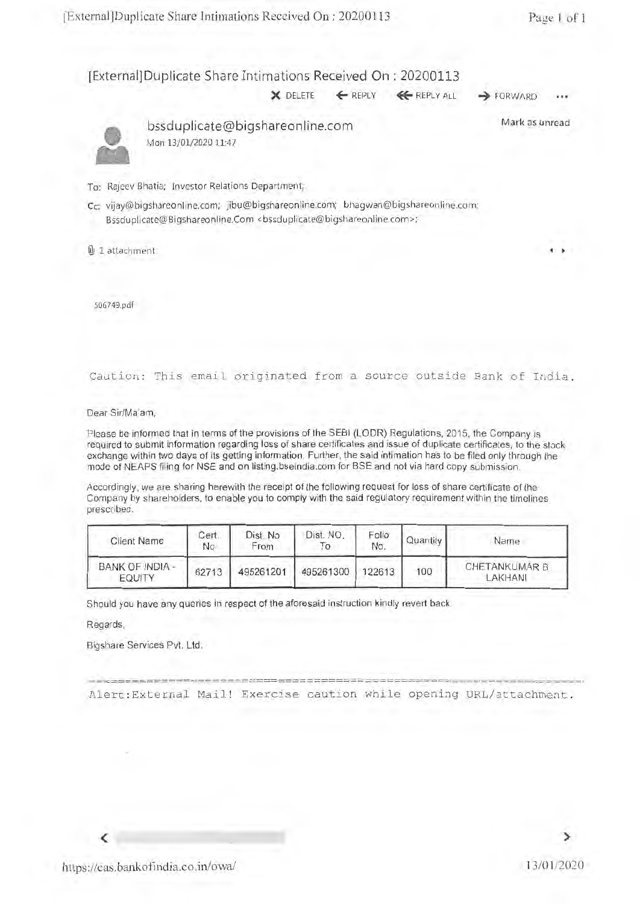# [External]Duplicate Share Intimations Received On : 20200113

DELETE | REPLY | REPLY ALL | FORWARD

**bssduplicate@bigshareonline.com**
Mon 13/01/2020 11:47

Mark as unread

To: Rajeev Bhatia; Investor Relations Department;

Cc: vijay@bigshareonline.com; jibu@bigshareonline.com; bhagwan@bigshareonline.com; Bssduplicate@Bigshareonline.Com <bssduplicate@bigshareonline.com>;

1 attachment

506749.pdf

```
Caution: This email originated from a source outside Bank of India.
```

Dear Sir/Ma'am,

Please be informed that in terms of the provisions of the SEBI (LODR) Regulations, 2015, the Company is required to submit information regarding loss of share certificates and issue of duplicate certificates, to the stock exchange within two days of its getting information. Further, the said intimation has to be filed only through the mode of NEAPS filing for NSE and on listing.bseindia.com for BSE and not via hard copy submission.

Accordingly, we are sharing herewith the receipt of the following request for loss of share certificate of the Company by shareholders, to enable you to comply with the said regulatory requirement within the timelines prescribed.

| Client Name | Cert. No | Dist. No From | Dist. NO. To | Folio No. | Quantity | Name |
|---|---|---|---|---|---|---|
| BANK OF INDIA - EQUITY | 62713 | 495261201 | 495261300 | 122613 | 100 | CHETANKUMAR B LAKHANI |

Should you have any queries in respect of the aforesaid instruction kindly revert back.

Regards,

Bigshare Services Pvt. Ltd.

```
Alert:External Mail! Exercise caution while opening URL/attachment.
```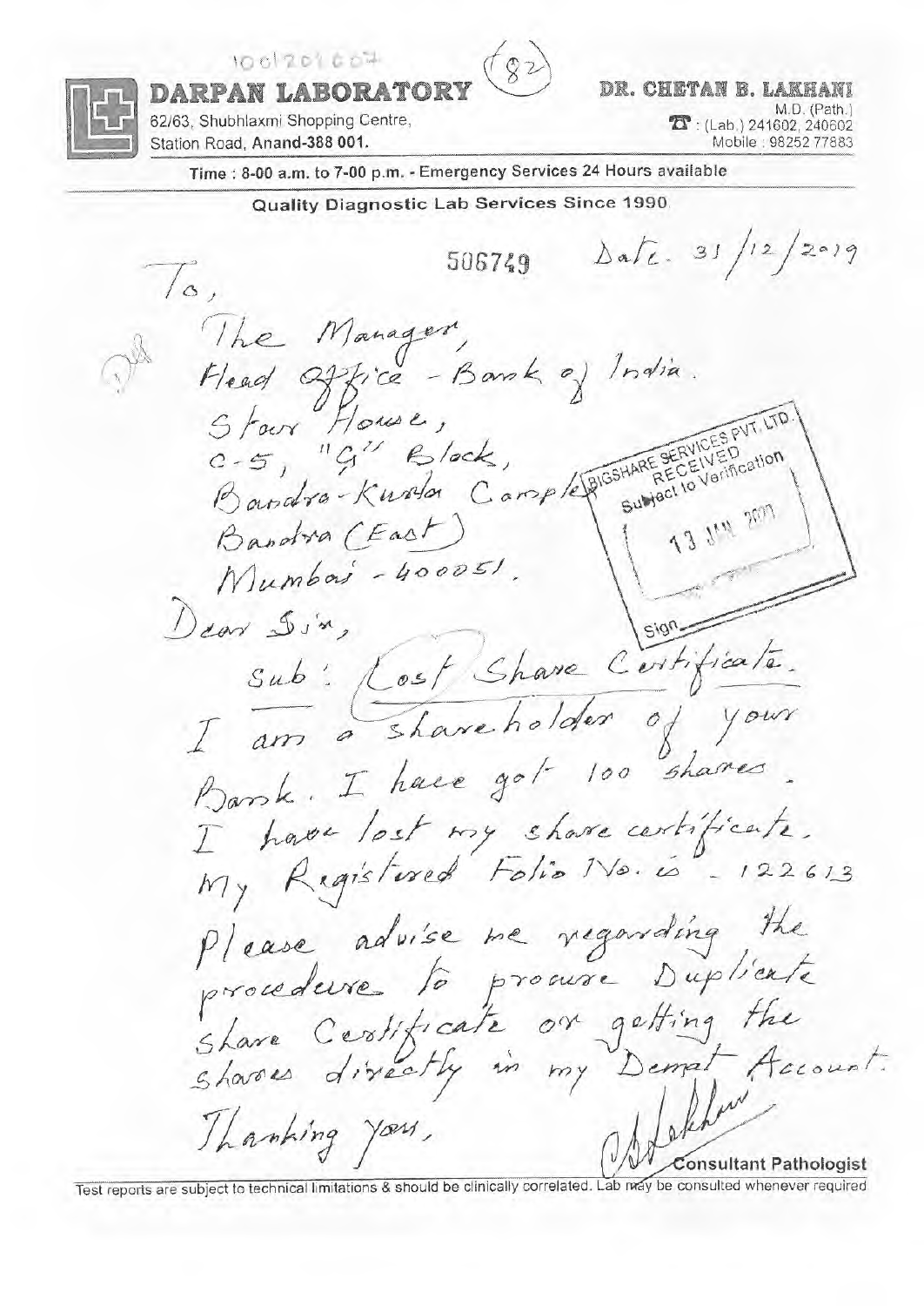1001201607

(82)

# DARPAN LABORATORY

62/63, Shubhlaxmi Shopping Centre,
Station Road, Anand-388 001.

**DR. CHETAN B. LAKHANI**
M.D. (Path.)
☎ : (Lab.) 241602, 240602
Mobile : 98252 77883

Time : 8-00 a.m. to 7-00 p.m. - Emergency Services 24 Hours available

**Quality Diagnostic Lab Services Since 1990**

506749 Date. 31/12/2019

To,

The Manager,
Head Office - Bank of India.
Star House,
C-5, "G" Block,
Bandra-Kurla Complex
Bandra (East)
Mumbai - 400051.

BIGSHARE SERVICES PVT. LTD.
RECEIVED
Subject to Verification
13 JAN 2020
Sign

Dear Sir,

Sub: Lost Share Certificate.

I am a shareholder of your Bank. I have got 100 shares. I have lost my share certificate. My Registered Folio No. is - 122613

Please advise me regarding the procedure to procure Duplicate Share Certificate or getting the shares directly in my Demat Account.

Thanking you,

Consultant Pathologist

Test reports are subject to technical limitations & should be clinically correlated. Lab may be consulted whenever required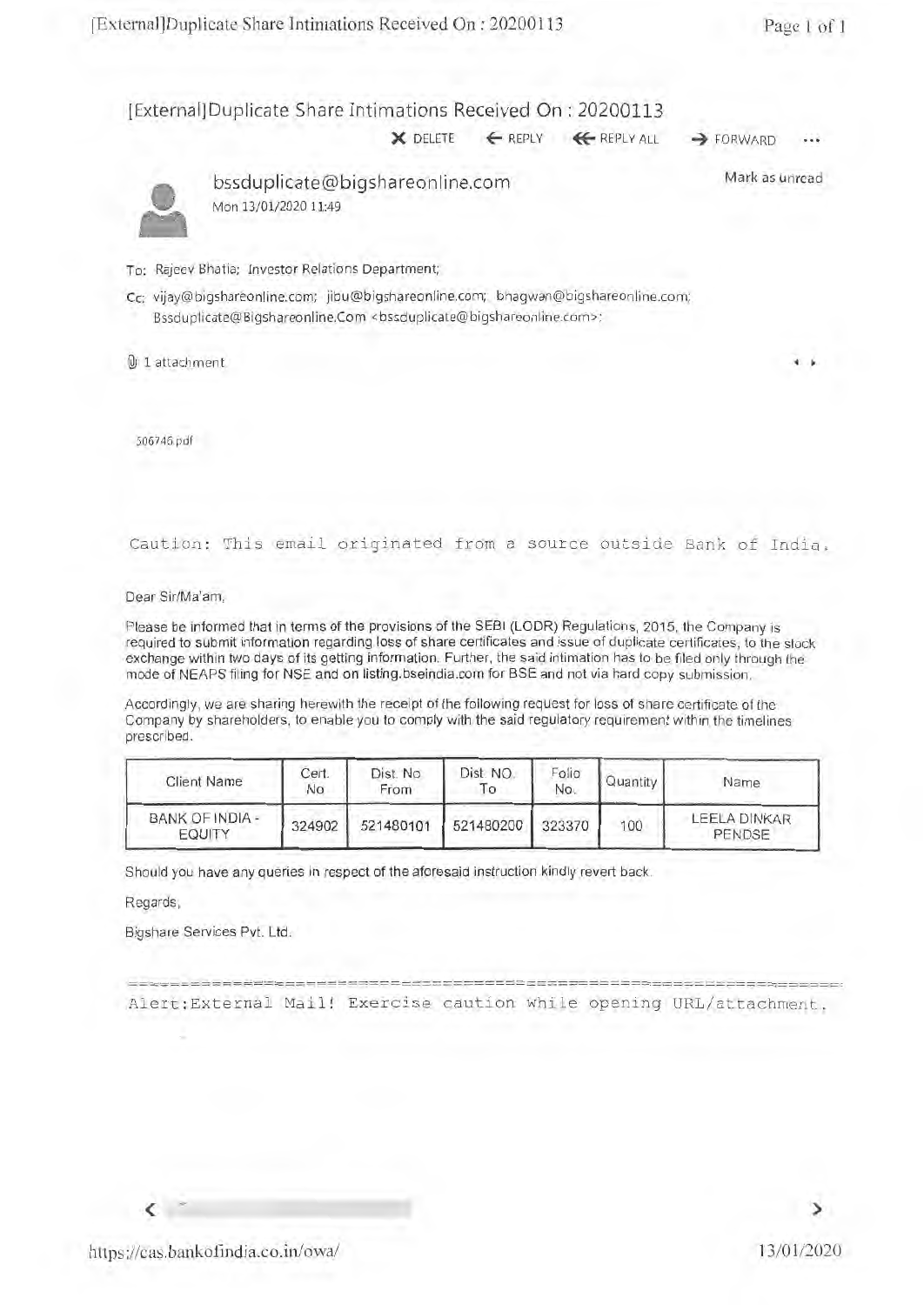# [External]Duplicate Share Intimations Received On : 20200113

DELETE  REPLY  REPLY ALL  FORWARD ...

**bssduplicate@bigshareonline.com**
Mon 13/01/2020 11:49

Mark as unread

To: Rajeev Bhatia; Investor Relations Department;

Cc: vijay@bigshareonline.com; jibu@bigshareonline.com; bhagwan@bigshareonline.com; Bssduplicate@Bigshareonline.Com <bssduplicate@bigshareonline.com>;

1 attachment

506746.pdf

Caution: This email originated from a source outside Bank of India.

Dear Sir/Ma'am,

Please be informed that in terms of the provisions of the SEBI (LODR) Regulations, 2015, the Company is required to submit information regarding loss of share certificates and issue of duplicate certificates, to the stock exchange within two days of its getting information. Further, the said intimation has to be filed only through the mode of NEAPS filing for NSE and on listing.bseindia.com for BSE and not via hard copy submission.

Accordingly, we are sharing herewith the receipt of the following request for loss of share certificate of the Company by shareholders, to enable you to comply with the said regulatory requirement within the timelines prescribed.

| Client Name | Cert. No | Dist. No From | Dist. NO. To | Folio No. | Quantity | Name |
|---|---|---|---|---|---|---|
| BANK OF INDIA - EQUITY | 324902 | 521480101 | 521480200 | 323370 | 100 | LEELA DINKAR PENDSE |

Should you have any queries in respect of the aforesaid instruction kindly revert back.

Regards,

Bigshare Services Pvt. Ltd.

Alert:External Mail! Exercise caution while opening URL/attachment.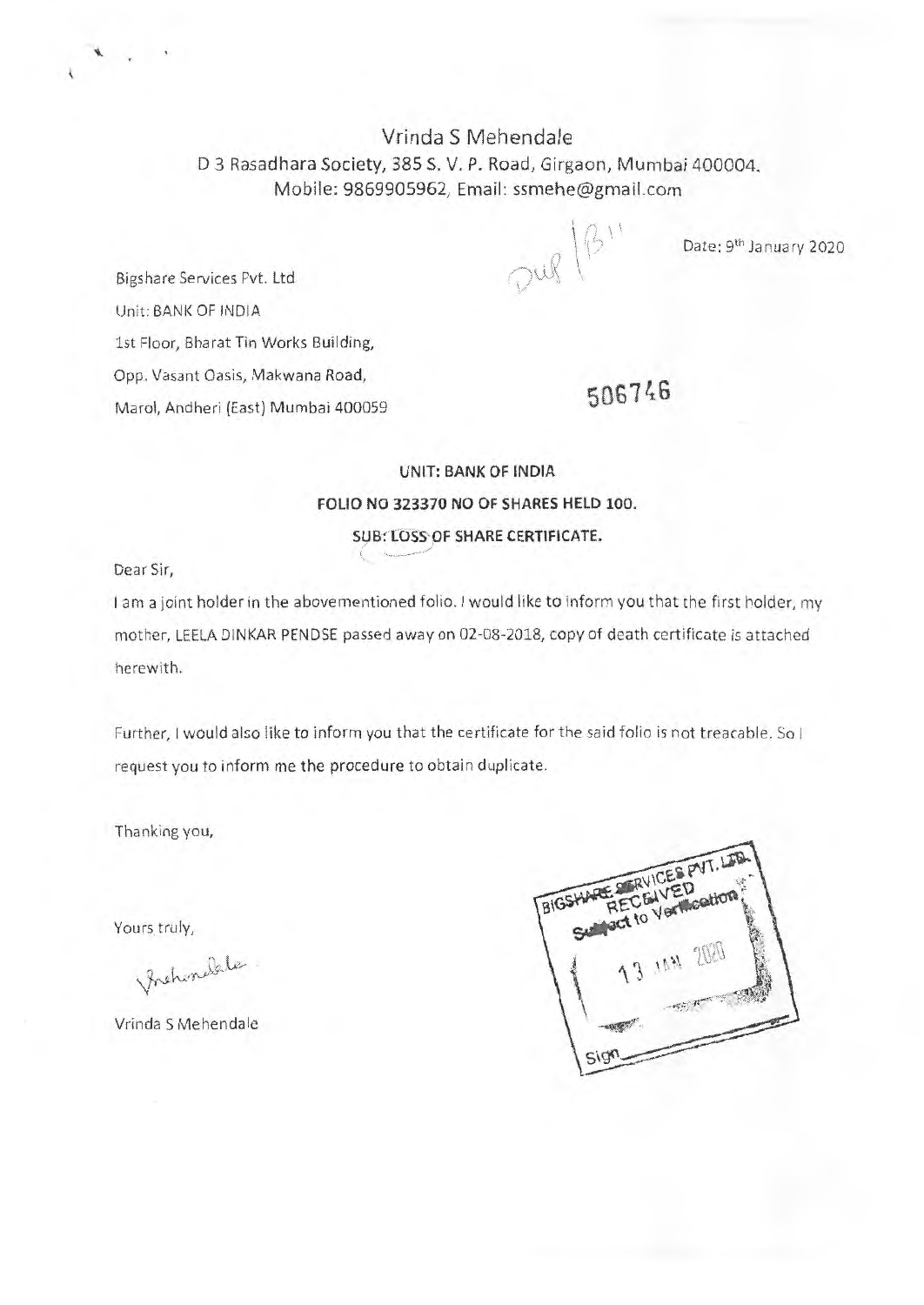Vrinda S Mehendale
D 3 Rasadhara Society, 385 S. V. P. Road, Girgaon, Mumbai 400004.
Mobile: 9869905962, Email: ssmehe@gmail.com

Dup | B''

Date: 9th January 2020

Bigshare Services Pvt. Ltd
Unit: BANK OF INDIA
1st Floor, Bharat Tin Works Building,
Opp. Vasant Oasis, Makwana Road,
Marol, Andheri (East) Mumbai 400059

506746

**UNIT: BANK OF INDIA**

**FOLIO NO 323370 NO OF SHARES HELD 100.**

**SUB: LOSS OF SHARE CERTIFICATE.**

Dear Sir,

I am a joint holder in the abovementioned folio. I would like to inform you that the first holder, my mother, LEELA DINKAR PENDSE passed away on 02-08-2018, copy of death certificate is attached herewith.

Further, I would also like to inform you that the certificate for the said folio is not treacable. So I request you to inform me the procedure to obtain duplicate.

Thanking you,

Yours truly,

Mehendale

Vrinda S Mehendale

BIGSHARE SERVICES PVT. LTD.
RECEIVED
Subject to Verification
13 JAN 2020
Sign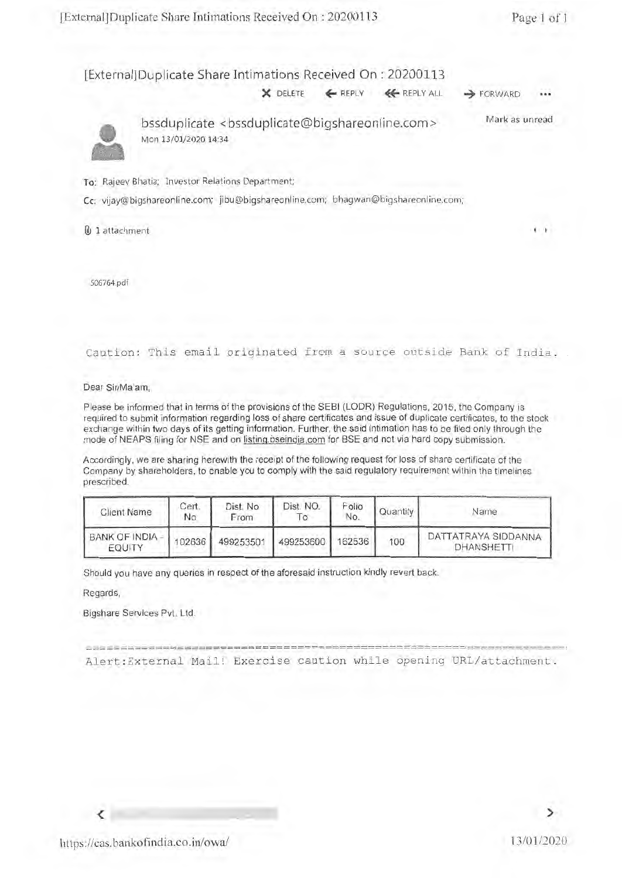# [External]Duplicate Share Intimations Received On : 20200113

✕ DELETE ← REPLY ⇇ REPLY ALL → FORWARD •••

bssduplicate <bssduplicate@bigshareonline.com>

Mon 13/01/2020 14:34

Mark as unread

To: Rajeev Bhatia; Investor Relations Department;

Cc: vijay@bigshareonline.com; jibu@bigshareonline.com; bhagwan@bigshareonline.com;

1 attachment

506764.pdf

Caution: This email originated from a source outside Bank of India.

Dear Sir/Ma'am,

Please be informed that in terms of the provisions of the SEBI (LODR) Regulations, 2015, the Company is required to submit information regarding loss of share certificates and issue of duplicate certificates, to the stock exchange within two days of its getting information. Further, the said intimation has to be filed only through the mode of NEAPS filing for NSE and on listing.bseindia.com for BSE and not via hard copy submission.

Accordingly, we are sharing herewith the receipt of the following request for loss of share certificate of the Company by shareholders, to enable you to comply with the said regulatory requirement within the timelines prescribed.

| Client Name | Cert. No | Dist. No From | Dist. NO. To | Folio No. | Quantity | Name |
|---|---|---|---|---|---|---|
| BANK OF INDIA - EQUITY | 102636 | 499253501 | 499253600 | 162536 | 100 | DATTATRAYA SIDDANNA DHANSHETTI |

Should you have any queries in respect of the aforesaid instruction kindly revert back.

Regards,

Bigshare Services Pvt. Ltd.

Alert:External Mail! Exercise caution while opening URL/attachment.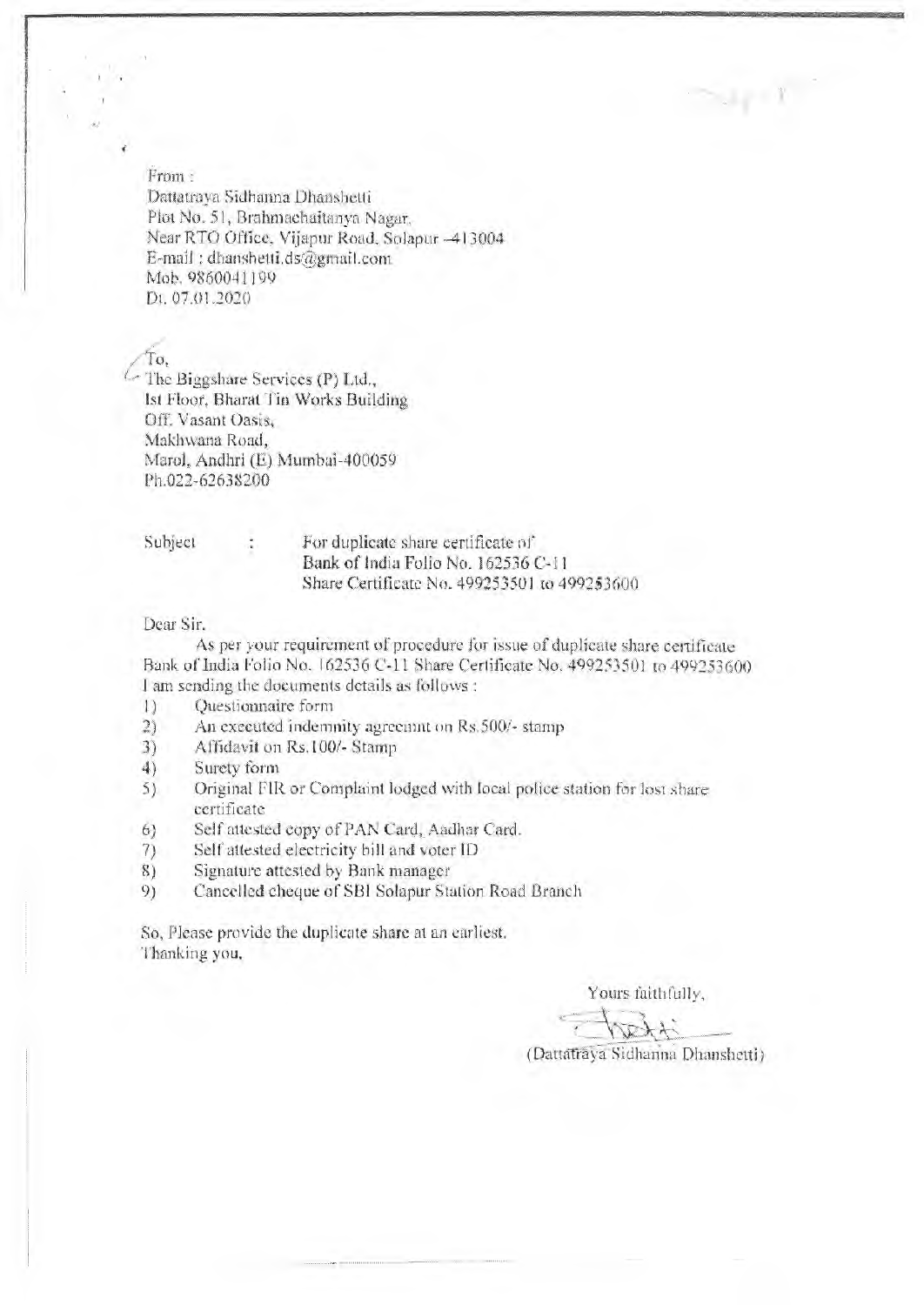From :
Dattatraya Sidhanna Dhanshetti
Plot No. 51, Brahmachaitanya Nagar,
Near RTO Office, Vijapur Road, Solapur -413004
E-mail : dhanshetti.ds@gmail.com
Mob. 9860041199
Dt. 07.01.2020

To,
The Biggshare Services (P) Ltd.,
Ist Floor, Bharat Tin Works Building
Off. Vasant Oasis,
Makhwana Road,
Marol, Andhri (E) Mumbai-400059
Ph.022-62638200

Subject : For duplicate share certificate of
Bank of India Folio No. 162536 C-11
Share Certificate No. 499253501 to 499253600

Dear Sir,

As per your requirement of procedure for issue of duplicate share certificate Bank of India Folio No. 162536 C-11 Share Certificate No. 499253501 to 499253600 I am sending the documents details as follows :

1) Questionnaire form
2) An executed indemnity agreemnt on Rs.500/- stamp
3) Affidavit on Rs.100/- Stamp
4) Surety form
5) Original FIR or Complaint lodged with local police station for lost share certificate
6) Self attested copy of PAN Card, Aadhar Card.
7) Self attested electricity bill and voter ID
8) Signature attested by Bank manager
9) Cancelled cheque of SBI Solapur Station Road Branch

So, Please provide the duplicate share at an earliest.
Thanking you,

Yours faithfully,

(Dattatraya Sidhanna Dhanshetti)